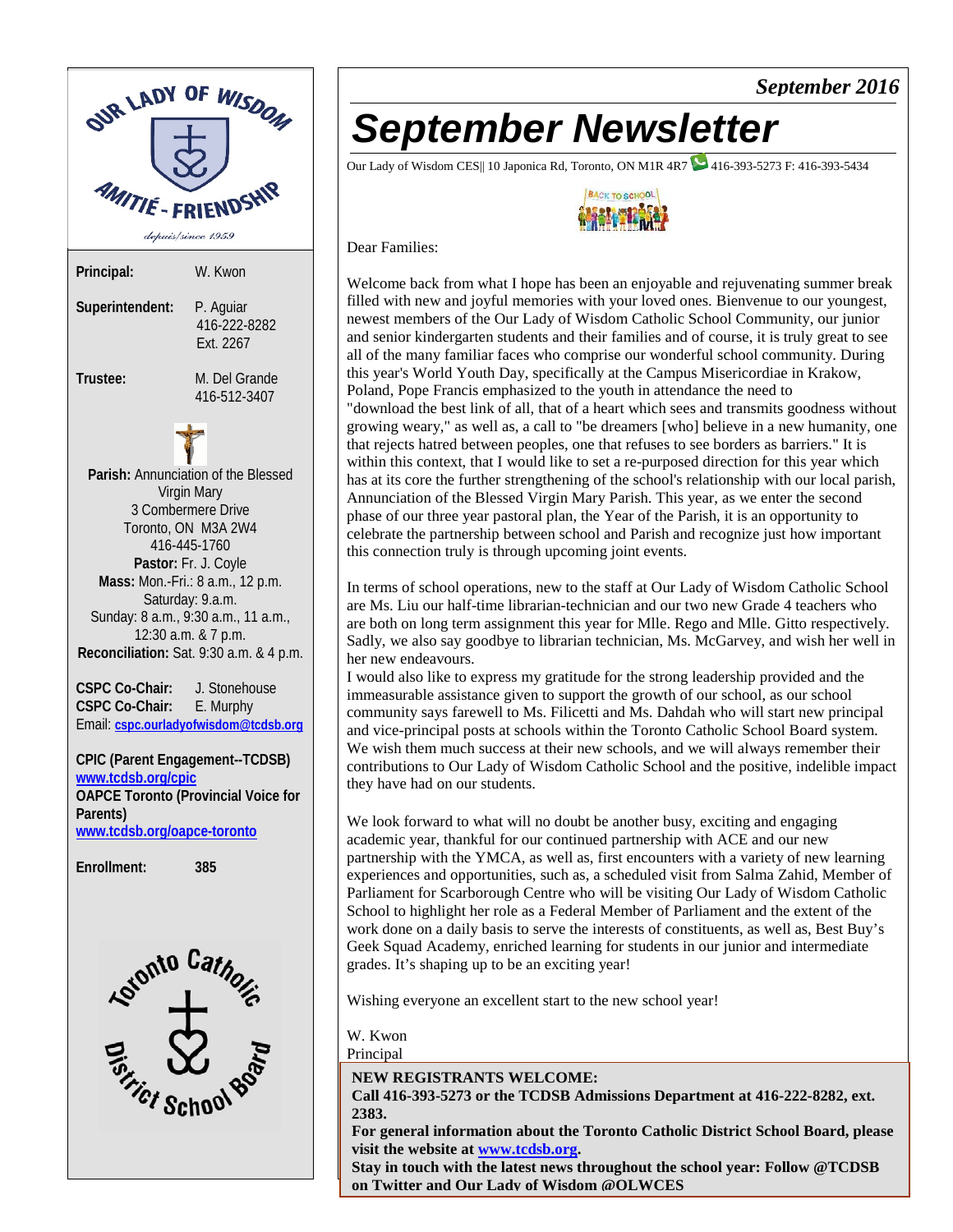# September Newsletter

*September 2016*

Our Lady of Wisdom CES|| 10 Japonica Rd, Toronto, ON M1R 4R7 416-393-5273 F: 416-393-5434

OUR LADY OF WISDOM
AMITIÉ - FRIENDSHIP
depuis/since 1959

**Principal:** W. Kwon

**Superintendent:** P. Aguiar
416-222-8282
Ext. 2267

**Trustee:** M. Del Grande
416-512-3407

**Parish:** Annunciation of the Blessed Virgin Mary
3 Combermere Drive
Toronto, ON M3A 2W4
416-445-1760
**Pastor:** Fr. J. Coyle
**Mass:** Mon.-Fri.: 8 a.m., 12 p.m.
Saturday: 9.a.m.
Sunday: 8 a.m., 9:30 a.m., 11 a.m.,
12:30 a.m. & 7 p.m.
**Reconciliation:** Sat. 9:30 a.m. & 4 p.m.

**CSPC Co-Chair:** J. Stonehouse
**CSPC Co-Chair:** E. Murphy
Email: **cspc.ourladyofwisdom@tcdsb.org**

**CPIC (Parent Engagement--TCDSB)**
**www.tcdsb.org/cpic**
**OAPCE Toronto (Provincial Voice for Parents)**
**www.tcdsb.org/oapce-toronto**

**Enrollment:** **385**

Toronto Catholic District School Board

Dear Families:

Welcome back from what I hope has been an enjoyable and rejuvenating summer break filled with new and joyful memories with your loved ones. Bienvenue to our youngest, newest members of the Our Lady of Wisdom Catholic School Community, our junior and senior kindergarten students and their families and of course, it is truly great to see all of the many familiar faces who comprise our wonderful school community. During this year's World Youth Day, specifically at the Campus Misericordiae in Krakow, Poland, Pope Francis emphasized to the youth in attendance the need to "download the best link of all, that of a heart which sees and transmits goodness without growing weary," as well as, a call to "be dreamers [who] believe in a new humanity, one that rejects hatred between peoples, one that refuses to see borders as barriers." It is within this context, that I would like to set a re-purposed direction for this year which has at its core the further strengthening of the school's relationship with our local parish, Annunciation of the Blessed Virgin Mary Parish. This year, as we enter the second phase of our three year pastoral plan, the Year of the Parish, it is an opportunity to celebrate the partnership between school and Parish and recognize just how important this connection truly is through upcoming joint events.

In terms of school operations, new to the staff at Our Lady of Wisdom Catholic School are Ms. Liu our half-time librarian-technician and our two new Grade 4 teachers who are both on long term assignment this year for Mlle. Rego and Mlle. Gitto respectively. Sadly, we also say goodbye to librarian technician, Ms. McGarvey, and wish her well in her new endeavours.
I would also like to express my gratitude for the strong leadership provided and the immeasurable assistance given to support the growth of our school, as our school community says farewell to Ms. Filicetti and Ms. Dahdah who will start new principal and vice-principal posts at schools within the Toronto Catholic School Board system. We wish them much success at their new schools, and we will always remember their contributions to Our Lady of Wisdom Catholic School and the positive, indelible impact they have had on our students.

We look forward to what will no doubt be another busy, exciting and engaging academic year, thankful for our continued partnership with ACE and our new partnership with the YMCA, as well as, first encounters with a variety of new learning experiences and opportunities, such as, a scheduled visit from Salma Zahid, Member of Parliament for Scarborough Centre who will be visiting Our Lady of Wisdom Catholic School to highlight her role as a Federal Member of Parliament and the extent of the work done on a daily basis to serve the interests of constituents, as well as, Best Buy's Geek Squad Academy, enriched learning for students in our junior and intermediate grades. It's shaping up to be an exciting year!

Wishing everyone an excellent start to the new school year!

W. Kwon
Principal

**NEW REGISTRANTS WELCOME:**
**Call 416-393-5273 or the TCDSB Admissions Department at 416-222-8282, ext. 2383.**
**For general information about the Toronto Catholic District School Board, please visit the website at www.tcdsb.org.**
**Stay in touch with the latest news throughout the school year: Follow @TCDSB on Twitter and Our Lady of Wisdom @OLWCES**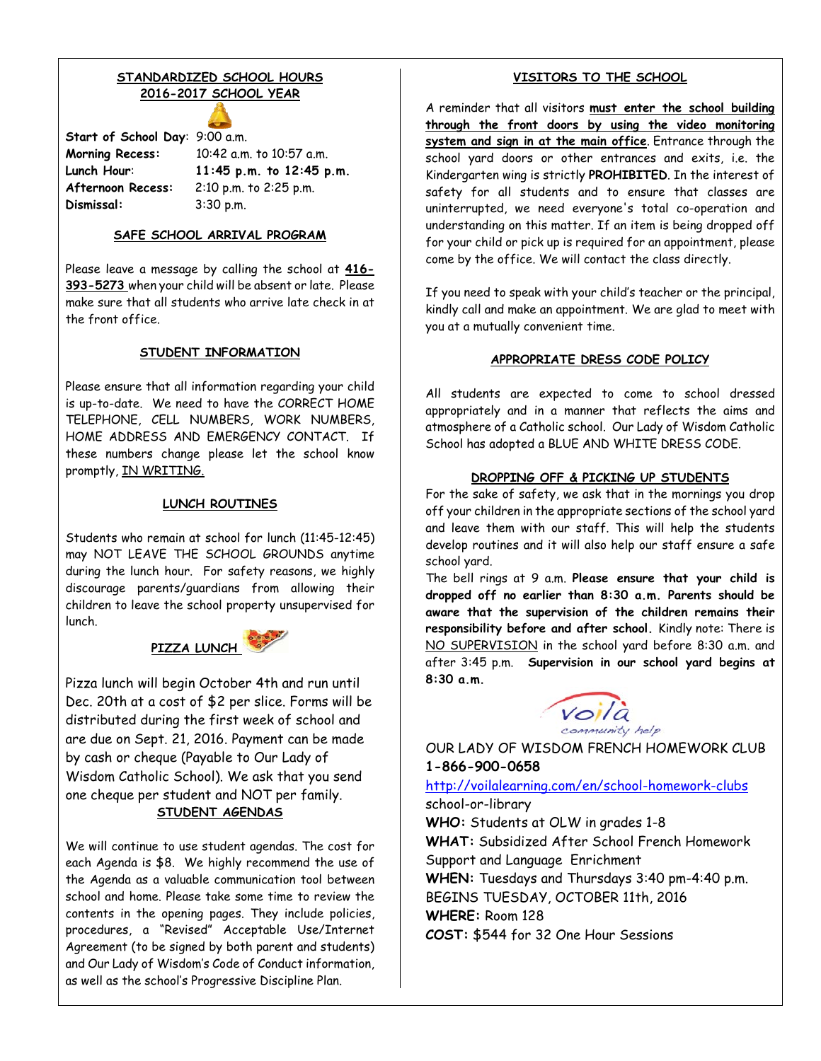## STANDARDIZED SCHOOL HOURS
## 2016-2017 SCHOOL YEAR

| | |
|---|---|
| **Start of School Day**: | 9:00 a.m. |
| **Morning Recess:** | 10:42 a.m. to 10:57 a.m. |
| **Lunch Hour**: | **11:45 p.m. to 12:45 p.m.** |
| **Afternoon Recess:** | 2:10 p.m. to 2:25 p.m. |
| **Dismissal:** | 3:30 p.m. |

## SAFE SCHOOL ARRIVAL PROGRAM

Please leave a message by calling the school at **416-393-5273** when your child will be absent or late. Please make sure that all students who arrive late check in at the front office.

## STUDENT INFORMATION

Please ensure that all information regarding your child is up-to-date. We need to have the CORRECT HOME TELEPHONE, CELL NUMBERS, WORK NUMBERS, HOME ADDRESS AND EMERGENCY CONTACT. If these numbers change please let the school know promptly, IN WRITING.

## LUNCH ROUTINES

Students who remain at school for lunch (11:45-12:45) may NOT LEAVE THE SCHOOL GROUNDS anytime during the lunch hour. For safety reasons, we highly discourage parents/guardians from allowing their children to leave the school property unsupervised for lunch.

## PIZZA LUNCH

Pizza lunch will begin October 4th and run until Dec. 20th at a cost of $2 per slice. Forms will be distributed during the first week of school and are due on Sept. 21, 2016. Payment can be made by cash or cheque (Payable to Our Lady of Wisdom Catholic School). We ask that you send one cheque per student and NOT per family.

## STUDENT AGENDAS

We will continue to use student agendas. The cost for each Agenda is $8. We highly recommend the use of the Agenda as a valuable communication tool between school and home. Please take some time to review the contents in the opening pages. They include policies, procedures, a "Revised" Acceptable Use/Internet Agreement (to be signed by both parent and students) and Our Lady of Wisdom's Code of Conduct information, as well as the school's Progressive Discipline Plan.

## VISITORS TO THE SCHOOL

A reminder that all visitors **must enter the school building through the front doors by using the video monitoring system and sign in at the main office**. Entrance through the school yard doors or other entrances and exits, i.e. the Kindergarten wing is strictly **PROHIBITED**. In the interest of safety for all students and to ensure that classes are uninterrupted, we need everyone's total co-operation and understanding on this matter. If an item is being dropped off for your child or pick up is required for an appointment, please come by the office. We will contact the class directly.

If you need to speak with your child's teacher or the principal, kindly call and make an appointment. We are glad to meet with you at a mutually convenient time.

## APPROPRIATE DRESS CODE POLICY

All students are expected to come to school dressed appropriately and in a manner that reflects the aims and atmosphere of a Catholic school. Our Lady of Wisdom Catholic School has adopted a BLUE AND WHITE DRESS CODE.

## DROPPING OFF & PICKING UP STUDENTS

For the sake of safety, we ask that in the mornings you drop off your children in the appropriate sections of the school yard and leave them with our staff. This will help the students develop routines and it will also help our staff ensure a safe school yard.

The bell rings at 9 a.m. **Please ensure that your child is dropped off no earlier than 8:30 a.m. Parents should be aware that the supervision of the children remains their responsibility before and after school.** Kindly note: There is NO SUPERVISION in the school yard before 8:30 a.m. and after 3:45 p.m. **Supervision in our school yard begins at 8:30 a.m.**

voilà community help

OUR LADY OF WISDOM FRENCH HOMEWORK CLUB
**1-866-900-0658**
http://voilalearning.com/en/school-homework-clubs school-or-library

**WHO:** Students at OLW in grades 1-8
**WHAT:** Subsidized After School French Homework Support and Language Enrichment
**WHEN:** Tuesdays and Thursdays 3:40 pm-4:40 p.m.
BEGINS TUESDAY, OCTOBER 11th, 2016
**WHERE:** Room 128
**COST:** $544 for 32 One Hour Sessions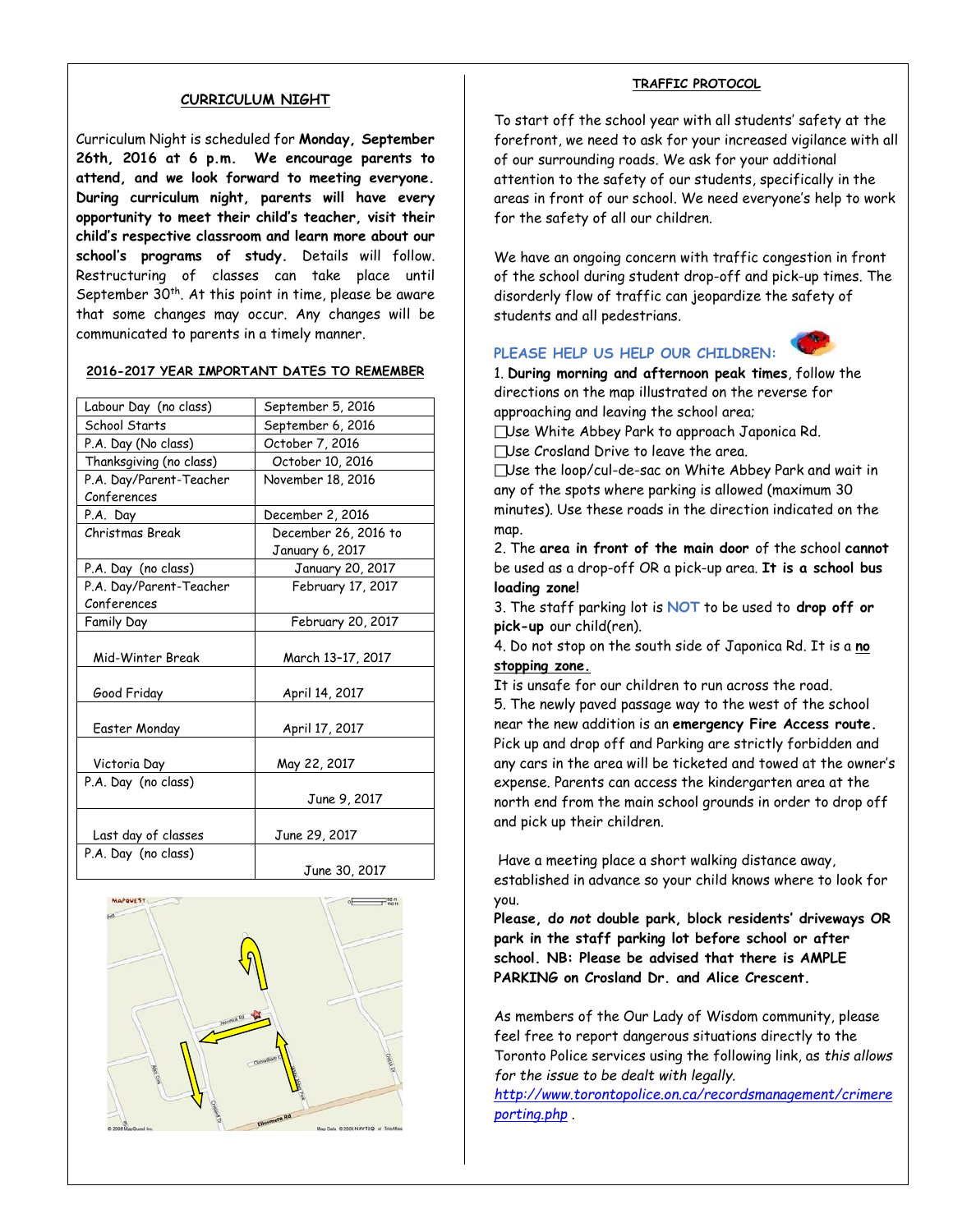## CURRICULUM NIGHT

Curriculum Night is scheduled for **Monday, September 26th, 2016 at 6 p.m. We encourage parents to attend, and we look forward to meeting everyone. During curriculum night, parents will have every opportunity to meet their child's teacher, visit their child's respective classroom and learn more about our school's programs of study.** Details will follow. Restructuring of classes can take place until September 30th. At this point in time, please be aware that some changes may occur. Any changes will be communicated to parents in a timely manner.

## 2016-2017 YEAR IMPORTANT DATES TO REMEMBER

| | |
|---|---|
| Labour Day (no class) | September 5, 2016 |
| School Starts | September 6, 2016 |
| P.A. Day (No class) | October 7, 2016 |
| Thanksgiving (no class) | October 10, 2016 |
| P.A. Day/Parent-Teacher Conferences | November 18, 2016 |
| P.A. Day | December 2, 2016 |
| Christmas Break | December 26, 2016 to January 6, 2017 |
| P.A. Day (no class) | January 20, 2017 |
| P.A. Day/Parent-Teacher Conferences | February 17, 2017 |
| Family Day | February 20, 2017 |
| Mid-Winter Break | March 13–17, 2017 |
| Good Friday | April 14, 2017 |
| Easter Monday | April 17, 2017 |
| Victoria Day | May 22, 2017 |
| P.A. Day (no class) | June 9, 2017 |
| Last day of classes | June 29, 2017 |
| P.A. Day (no class) | June 30, 2017 |

## TRAFFIC PROTOCOL

To start off the school year with all students' safety at the forefront, we need to ask for your increased vigilance with all of our surrounding roads. We ask for your additional attention to the safety of our students, specifically in the areas in front of our school. We need everyone's help to work for the safety of all our children.

We have an ongoing concern with traffic congestion in front of the school during student drop-off and pick-up times. The disorderly flow of traffic can jeopardize the safety of students and all pedestrians.

### PLEASE HELP US HELP OUR CHILDREN:

1. **During morning and afternoon peak times**, follow the directions on the map illustrated on the reverse for approaching and leaving the school area;
   - Use White Abbey Park to approach Japonica Rd.
   - Use Crosland Drive to leave the area.
   - Use the loop/cul-de-sac on White Abbey Park and wait in any of the spots where parking is allowed (maximum 30 minutes). Use these roads in the direction indicated on the map.
2. The **area in front of the main door** of the school **cannot** be used as a drop-off OR a pick-up area. **It is a school bus loading zone!**
3. The staff parking lot is **NOT** to be used to **drop off or pick-up** our child(ren).
4. Do not stop on the south side of Japonica Rd. It is a **no stopping zone.**
   It is unsafe for our children to run across the road.
5. The newly paved passage way to the west of the school near the new addition is an **emergency Fire Access route.** Pick up and drop off and Parking are strictly forbidden and any cars in the area will be ticketed and towed at the owner's expense. Parents can access the kindergarten area at the north end from the main school grounds in order to drop off and pick up their children.

Have a meeting place a short walking distance away, established in advance so your child knows where to look for you.

**Please, do *not* double park, block residents' driveways OR park in the staff parking lot before school or after school. NB: Please be advised that there is AMPLE PARKING on Crosland Dr. and Alice Crescent.**

As members of the Our Lady of Wisdom community, please feel free to report dangerous situations directly to the Toronto Police services using the following link, as *this allows for the issue to be dealt with legally.*
http://www.torontopolice.on.ca/recordsmanagement/crimereporting.php .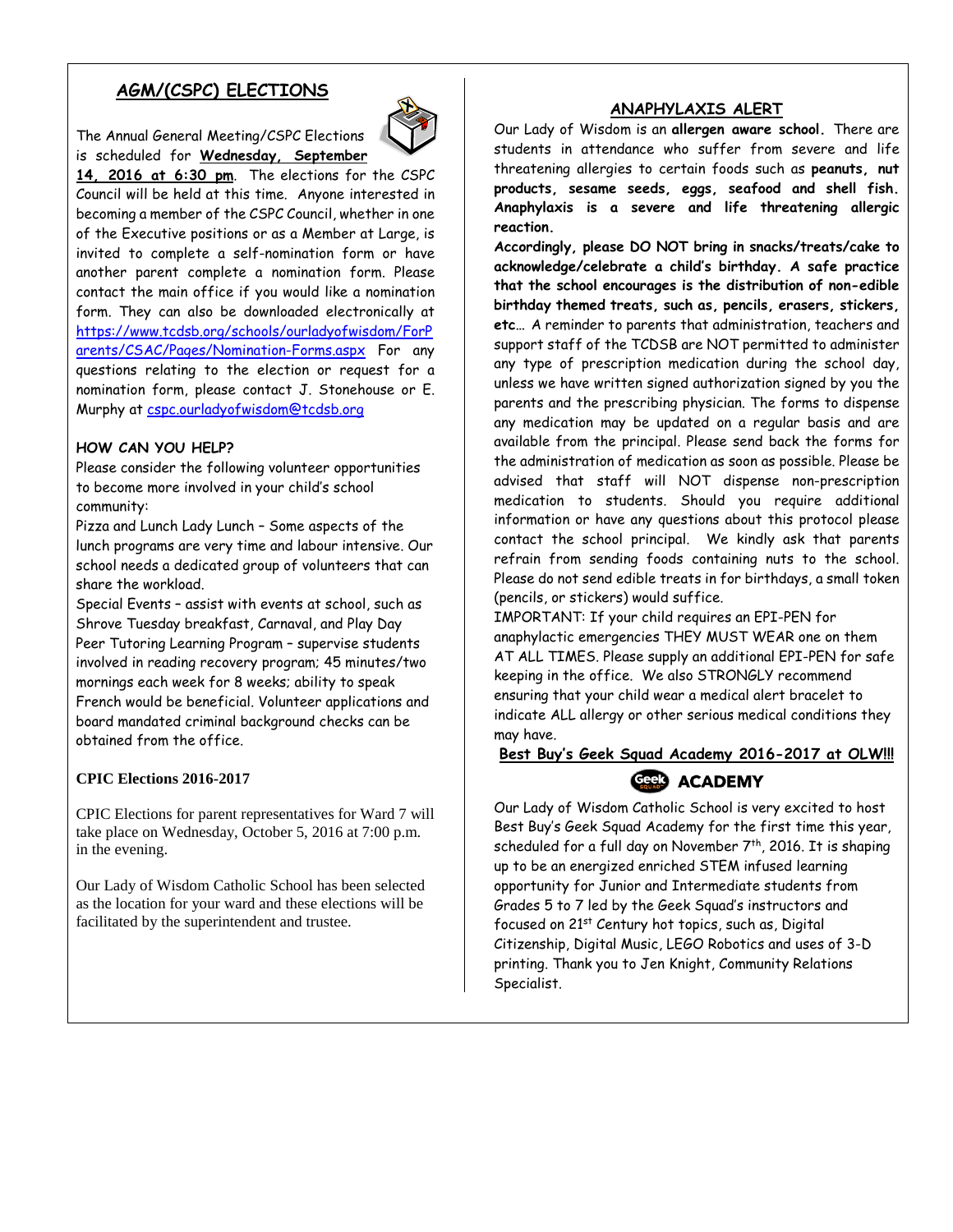## AGM/(CSPC) ELECTIONS

The Annual General Meeting/CSPC Elections is scheduled for **Wednesday, September 14, 2016 at 6:30 pm**. The elections for the CSPC Council will be held at this time. Anyone interested in becoming a member of the CSPC Council, whether in one of the Executive positions or as a Member at Large, is invited to complete a self-nomination form or have another parent complete a nomination form. Please contact the main office if you would like a nomination form. They can also be downloaded electronically at https://www.tcdsb.org/schools/ourladyofwisdom/ForParents/CSAC/Pages/Nomination-Forms.aspx For any questions relating to the election or request for a nomination form, please contact J. Stonehouse or E. Murphy at cspc.ourladyofwisdom@tcdsb.org

### HOW CAN YOU HELP?

Please consider the following volunteer opportunities to become more involved in your child's school community:

Pizza and Lunch Lady Lunch – Some aspects of the lunch programs are very time and labour intensive. Our school needs a dedicated group of volunteers that can share the workload.

Special Events – assist with events at school, such as Shrove Tuesday breakfast, Carnaval, and Play Day

Peer Tutoring Learning Program – supervise students involved in reading recovery program; 45 minutes/two mornings each week for 8 weeks; ability to speak French would be beneficial. Volunteer applications and board mandated criminal background checks can be obtained from the office.

### CPIC Elections 2016-2017

CPIC Elections for parent representatives for Ward 7 will take place on Wednesday, October 5, 2016 at 7:00 p.m. in the evening.

Our Lady of Wisdom Catholic School has been selected as the location for your ward and these elections will be facilitated by the superintendent and trustee.

## ANAPHYLAXIS ALERT

Our Lady of Wisdom is an **allergen aware school.** There are students in attendance who suffer from severe and life threatening allergies to certain foods such as **peanuts, nut products, sesame seeds, eggs, seafood and shell fish. Anaphylaxis is a severe and life threatening allergic reaction.**

**Accordingly, please DO NOT bring in snacks/treats/cake to acknowledge/celebrate a child's birthday. A safe practice that the school encourages is the distribution of non-edible birthday themed treats, such as, pencils, erasers, stickers, etc…** A reminder to parents that administration, teachers and support staff of the TCDSB are NOT permitted to administer any type of prescription medication during the school day, unless we have written signed authorization signed by you the parents and the prescribing physician. The forms to dispense any medication may be updated on a regular basis and are available from the principal. Please send back the forms for the administration of medication as soon as possible. Please be advised that staff will NOT dispense non-prescription medication to students. Should you require additional information or have any questions about this protocol please contact the school principal. We kindly ask that parents refrain from sending foods containing nuts to the school. Please do not send edible treats in for birthdays, a small token (pencils, or stickers) would suffice.

IMPORTANT: If your child requires an EPI-PEN for anaphylactic emergencies THEY MUST WEAR one on them AT ALL TIMES. Please supply an additional EPI-PEN for safe keeping in the office. We also STRONGLY recommend ensuring that your child wear a medical alert bracelet to indicate ALL allergy or other serious medical conditions they may have.

## Best Buy's Geek Squad Academy 2016-2017 at OLW!!!

Geek ACADEMY

Our Lady of Wisdom Catholic School is very excited to host Best Buy's Geek Squad Academy for the first time this year, scheduled for a full day on November 7th, 2016. It is shaping up to be an energized enriched STEM infused learning opportunity for Junior and Intermediate students from Grades 5 to 7 led by the Geek Squad's instructors and focused on 21st Century hot topics, such as, Digital Citizenship, Digital Music, LEGO Robotics and uses of 3-D printing. Thank you to Jen Knight, Community Relations Specialist.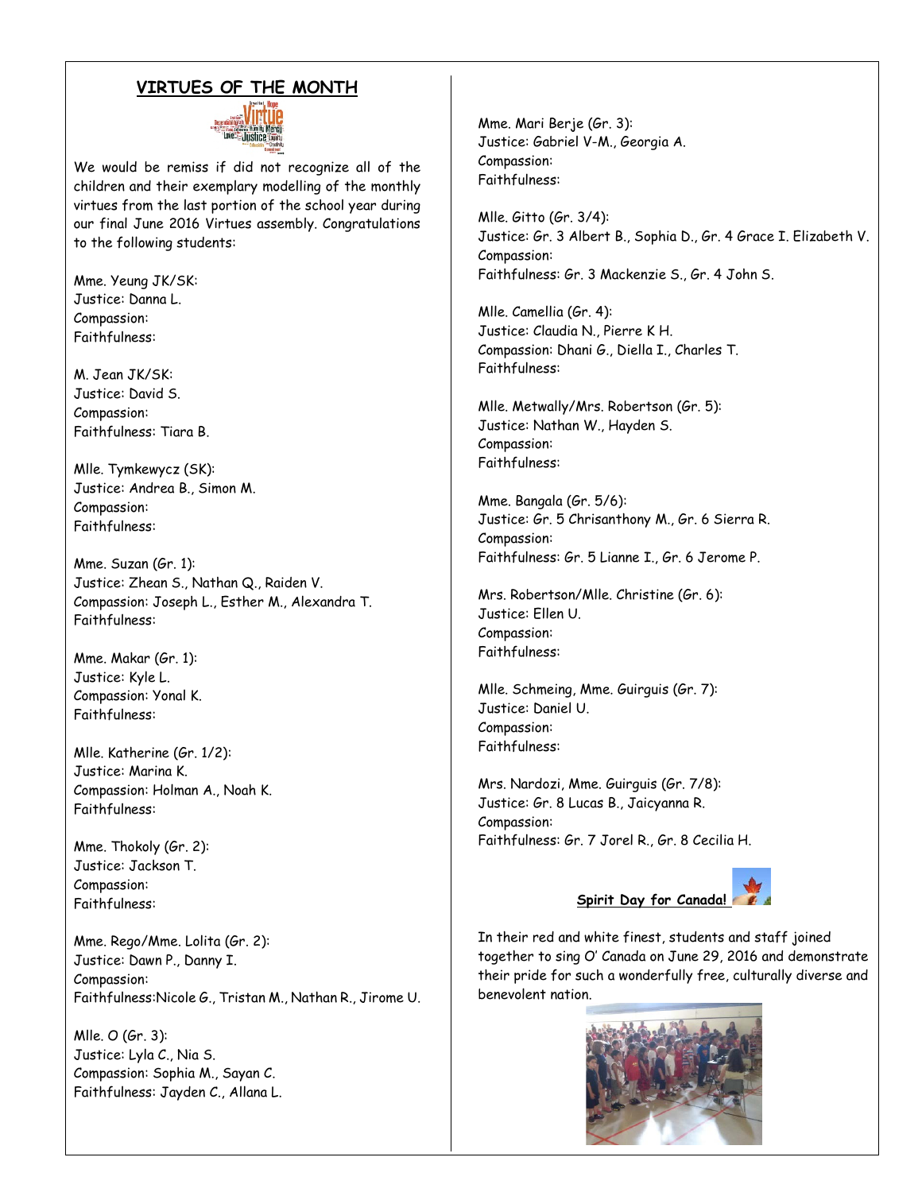## VIRTUES OF THE MONTH

We would be remiss if did not recognize all of the children and their exemplary modelling of the monthly virtues from the last portion of the school year during our final June 2016 Virtues assembly. Congratulations to the following students:

Mme. Yeung JK/SK:
Justice: Danna L.
Compassion:
Faithfulness:

M. Jean JK/SK:
Justice: David S.
Compassion:
Faithfulness: Tiara B.

Mlle. Tymkewycz (SK):
Justice: Andrea B., Simon M.
Compassion:
Faithfulness:

Mme. Suzan (Gr. 1):
Justice: Zhean S., Nathan Q., Raiden V.
Compassion: Joseph L., Esther M., Alexandra T.
Faithfulness:

Mme. Makar (Gr. 1):
Justice: Kyle L.
Compassion: Yonal K.
Faithfulness:

Mlle. Katherine (Gr. 1/2):
Justice: Marina K.
Compassion: Holman A., Noah K.
Faithfulness:

Mme. Thokoly (Gr. 2):
Justice: Jackson T.
Compassion:
Faithfulness:

Mme. Rego/Mme. Lolita (Gr. 2):
Justice: Dawn P., Danny I.
Compassion:
Faithfulness:Nicole G., Tristan M., Nathan R., Jirome U.

Mlle. O (Gr. 3):
Justice: Lyla C., Nia S.
Compassion: Sophia M., Sayan C.
Faithfulness: Jayden C., Allana L.

Mme. Mari Berje (Gr. 3):
Justice: Gabriel V-M., Georgia A.
Compassion:
Faithfulness:

Mlle. Gitto (Gr. 3/4):
Justice: Gr. 3 Albert B., Sophia D., Gr. 4 Grace I. Elizabeth V.
Compassion:
Faithfulness: Gr. 3 Mackenzie S., Gr. 4 John S.

Mlle. Camellia (Gr. 4):
Justice: Claudia N., Pierre K H.
Compassion: Dhani G., Diella I., Charles T.
Faithfulness:

Mlle. Metwally/Mrs. Robertson (Gr. 5):
Justice: Nathan W., Hayden S.
Compassion:
Faithfulness:

Mme. Bangala (Gr. 5/6):
Justice: Gr. 5 Chrisanthony M., Gr. 6 Sierra R.
Compassion:
Faithfulness: Gr. 5 Lianne I., Gr. 6 Jerome P.

Mrs. Robertson/Mlle. Christine (Gr. 6):
Justice: Ellen U.
Compassion:
Faithfulness:

Mlle. Schmeing, Mme. Guirguis (Gr. 7):
Justice: Daniel U.
Compassion:
Faithfulness:

Mrs. Nardozi, Mme. Guirguis (Gr. 7/8):
Justice: Gr. 8 Lucas B., Jaicyanna R.
Compassion:
Faithfulness: Gr. 7 Jorel R., Gr. 8 Cecilia H.

**Spirit Day for Canada!**

In their red and white finest, students and staff joined together to sing O' Canada on June 29, 2016 and demonstrate their pride for such a wonderfully free, culturally diverse and benevolent nation.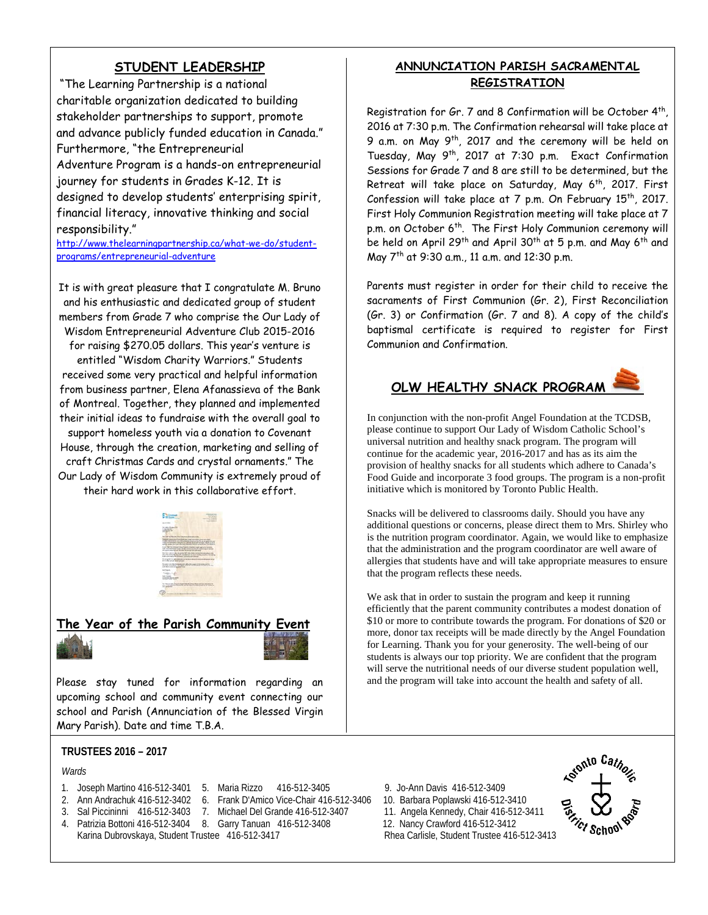## STUDENT LEADERSHIP

"The Learning Partnership is a national charitable organization dedicated to building stakeholder partnerships to support, promote and advance publicly funded education in Canada." Furthermore, "the Entrepreneurial Adventure Program is a hands-on entrepreneurial journey for students in Grades K-12. It is designed to develop students' enterprising spirit, financial literacy, innovative thinking and social responsibility."

http://www.thelearningpartnership.ca/what-we-do/student-programs/entrepreneurial-adventure

It is with great pleasure that I congratulate M. Bruno and his enthusiastic and dedicated group of student members from Grade 7 who comprise the Our Lady of Wisdom Entrepreneurial Adventure Club 2015-2016 for raising $270.05 dollars. This year's venture is entitled "Wisdom Charity Warriors." Students received some very practical and helpful information from business partner, Elena Afanassieva of the Bank of Montreal. Together, they planned and implemented their initial ideas to fundraise with the overall goal to support homeless youth via a donation to Covenant House, through the creation, marketing and selling of craft Christmas Cards and crystal ornaments." The Our Lady of Wisdom Community is extremely proud of their hard work in this collaborative effort.

## The Year of the Parish Community Event

Please stay tuned for information regarding an upcoming school and community event connecting our school and Parish (Annunciation of the Blessed Virgin Mary Parish). Date and time T.B.A.

## ANNUNCIATION PARISH SACRAMENTAL REGISTRATION

Registration for Gr. 7 and 8 Confirmation will be October 4th, 2016 at 7:30 p.m. The Confirmation rehearsal will take place at 9 a.m. on May 9th, 2017 and the ceremony will be held on Tuesday, May 9th, 2017 at 7:30 p.m. Exact Confirmation Sessions for Grade 7 and 8 are still to be determined, but the Retreat will take place on Saturday, May 6th, 2017. First Confession will take place at 7 p.m. On February 15th, 2017. First Holy Communion Registration meeting will take place at 7 p.m. on October 6th. The First Holy Communion ceremony will be held on April 29th and April 30th at 5 p.m. and May 6th and May 7th at 9:30 a.m., 11 a.m. and 12:30 p.m.

Parents must register in order for their child to receive the sacraments of First Communion (Gr. 2), First Reconciliation (Gr. 3) or Confirmation (Gr. 7 and 8). A copy of the child's baptismal certificate is required to register for First Communion and Confirmation.

## OLW HEALTHY SNACK PROGRAM

In conjunction with the non-profit Angel Foundation at the TCDSB, please continue to support Our Lady of Wisdom Catholic School's universal nutrition and healthy snack program. The program will continue for the academic year, 2016-2017 and has as its aim the provision of healthy snacks for all students which adhere to Canada's Food Guide and incorporate 3 food groups. The program is a non-profit initiative which is monitored by Toronto Public Health.

Snacks will be delivered to classrooms daily. Should you have any additional questions or concerns, please direct them to Mrs. Shirley who is the nutrition program coordinator. Again, we would like to emphasize that the administration and the program coordinator are well aware of allergies that students have and will take appropriate measures to ensure that the program reflects these needs.

We ask that in order to sustain the program and keep it running efficiently that the parent community contributes a modest donation of $10 or more to contribute towards the program. For donations of $20 or more, donor tax receipts will be made directly by the Angel Foundation for Learning. Thank you for your generosity. The well-being of our students is always our top priority. We are confident that the program will serve the nutritional needs of our diverse student population well, and the program will take into account the health and safety of all.

### TRUSTEES 2016 – 2017

*Wards*

1. Joseph Martino 416-512-3401
2. Ann Andrachuk 416-512-3402
3. Sal Piccininni 416-512-3403
4. Patrizia Bottoni 416-512-3404
5. Maria Rizzo 416-512-3405
6. Frank D'Amico Vice-Chair 416-512-3406
7. Michael Del Grande 416-512-3407
8. Garry Tanuan 416-512-3408
9. Jo-Ann Davis 416-512-3409
10. Barbara Poplawski 416-512-3410
11. Angela Kennedy, Chair 416-512-3411
12. Nancy Crawford 416-512-3412

Karina Dubrovskaya, Student Trustee 416-512-3417

Rhea Carlisle, Student Trustee 416-512-3413

Toronto Catholic District School Board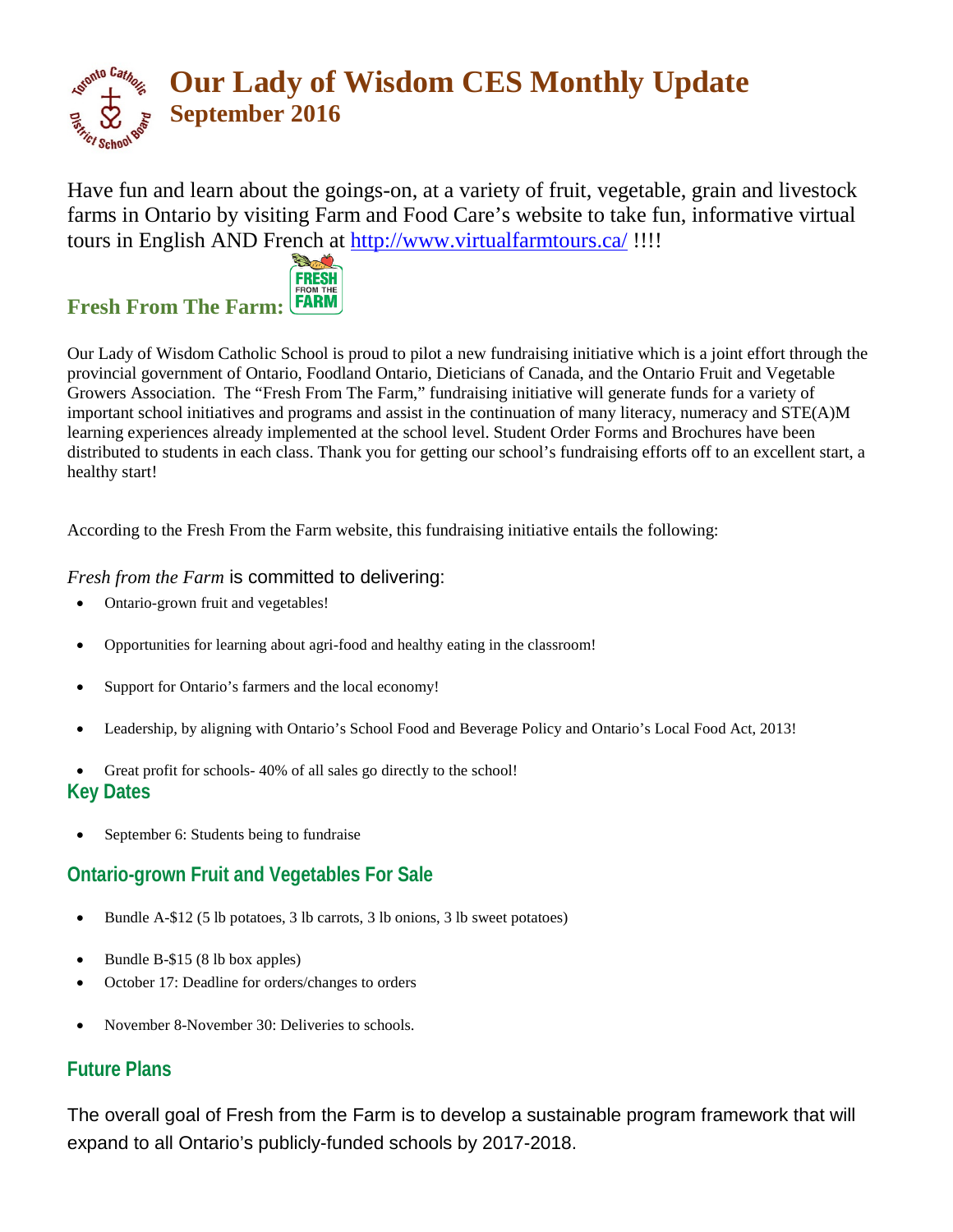# Our Lady of Wisdom CES Monthly Update
## September 2016

Have fun and learn about the goings-on, at a variety of fruit, vegetable, grain and livestock farms in Ontario by visiting Farm and Food Care's website to take fun, informative virtual tours in English AND French at http://www.virtualfarmtours.ca/ !!!!

## Fresh From The Farm:

Our Lady of Wisdom Catholic School is proud to pilot a new fundraising initiative which is a joint effort through the provincial government of Ontario, Foodland Ontario, Dieticians of Canada, and the Ontario Fruit and Vegetable Growers Association. The "Fresh From The Farm," fundraising initiative will generate funds for a variety of important school initiatives and programs and assist in the continuation of many literacy, numeracy and STE(A)M learning experiences already implemented at the school level. Student Order Forms and Brochures have been distributed to students in each class. Thank you for getting our school's fundraising efforts off to an excellent start, a healthy start!

According to the Fresh From the Farm website, this fundraising initiative entails the following:

*Fresh from the Farm* is committed to delivering:

- Ontario-grown fruit and vegetables!
- Opportunities for learning about agri-food and healthy eating in the classroom!
- Support for Ontario's farmers and the local economy!
- Leadership, by aligning with Ontario's School Food and Beverage Policy and Ontario's Local Food Act, 2013!
- Great profit for schools- 40% of all sales go directly to the school!

### Key Dates

- September 6: Students being to fundraise

### Ontario-grown Fruit and Vegetables For Sale

- Bundle A-$12 (5 lb potatoes, 3 lb carrots, 3 lb onions, 3 lb sweet potatoes)
- Bundle B-$15 (8 lb box apples)
- October 17: Deadline for orders/changes to orders
- November 8-November 30: Deliveries to schools.

### Future Plans

The overall goal of Fresh from the Farm is to develop a sustainable program framework that will expand to all Ontario's publicly-funded schools by 2017-2018.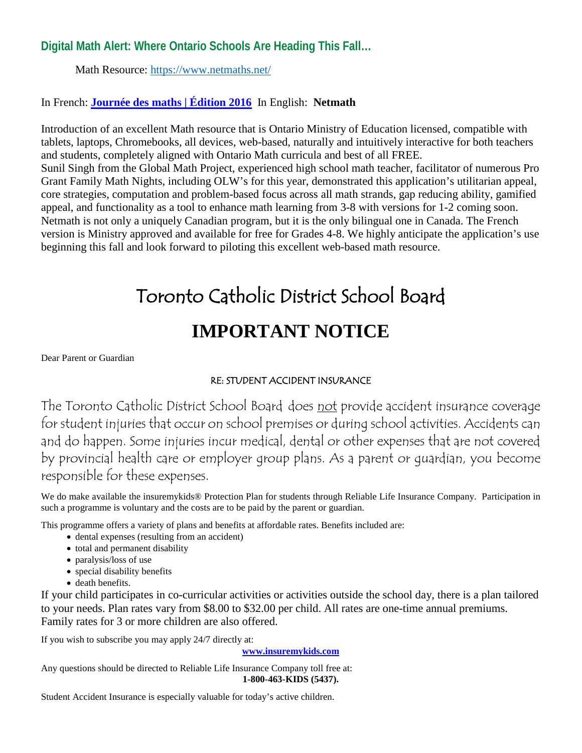## Digital Math Alert: Where Ontario Schools Are Heading This Fall…

Math Resource: [https://www.netmaths.net/](https://www.netmaths.net/)

In French: **[Journée des maths | Édition 2016](https://www.netmaths.net/)** In English: **Netmath**

Introduction of an excellent Math resource that is Ontario Ministry of Education licensed, compatible with tablets, laptops, Chromebooks, all devices, web-based, naturally and intuitively interactive for both teachers and students, completely aligned with Ontario Math curricula and best of all FREE.
Sunil Singh from the Global Math Project, experienced high school math teacher, facilitator of numerous Pro Grant Family Math Nights, including OLW's for this year, demonstrated this application's utilitarian appeal, core strategies, computation and problem-based focus across all math strands, gap reducing ability, gamified appeal, and functionality as a tool to enhance math learning from 3-8 with versions for 1-2 coming soon. Netmath is not only a uniquely Canadian program, but it is the only bilingual one in Canada. The French version is Ministry approved and available for free for Grades 4-8. We highly anticipate the application's use beginning this fall and look forward to piloting this excellent web-based math resource.

# Toronto Catholic District School Board

# IMPORTANT NOTICE

Dear Parent or Guardian

RE: STUDENT ACCIDENT INSURANCE

The Toronto Catholic District School Board does <u>not</u> provide accident insurance coverage for student injuries that occur on school premises or during school activities. Accidents can and do happen. Some injuries incur medical, dental or other expenses that are not covered by provincial health care or employer group plans. As a parent or guardian, you become responsible for these expenses.

We do make available the insuremykids® Protection Plan for students through Reliable Life Insurance Company. Participation in such a programme is voluntary and the costs are to be paid by the parent or guardian.

This programme offers a variety of plans and benefits at affordable rates. Benefits included are:

- dental expenses (resulting from an accident)
- total and permanent disability
- paralysis/loss of use
- special disability benefits
- death benefits.

If your child participates in co-curricular activities or activities outside the school day, there is a plan tailored to your needs. Plan rates vary from $8.00 to $32.00 per child. All rates are one-time annual premiums. Family rates for 3 or more children are also offered.

If you wish to subscribe you may apply 24/7 directly at:

**[www.insuremykids.com](http://www.insuremykids.com)**

Any questions should be directed to Reliable Life Insurance Company toll free at:

**1-800-463-KIDS (5437).**

Student Accident Insurance is especially valuable for today's active children.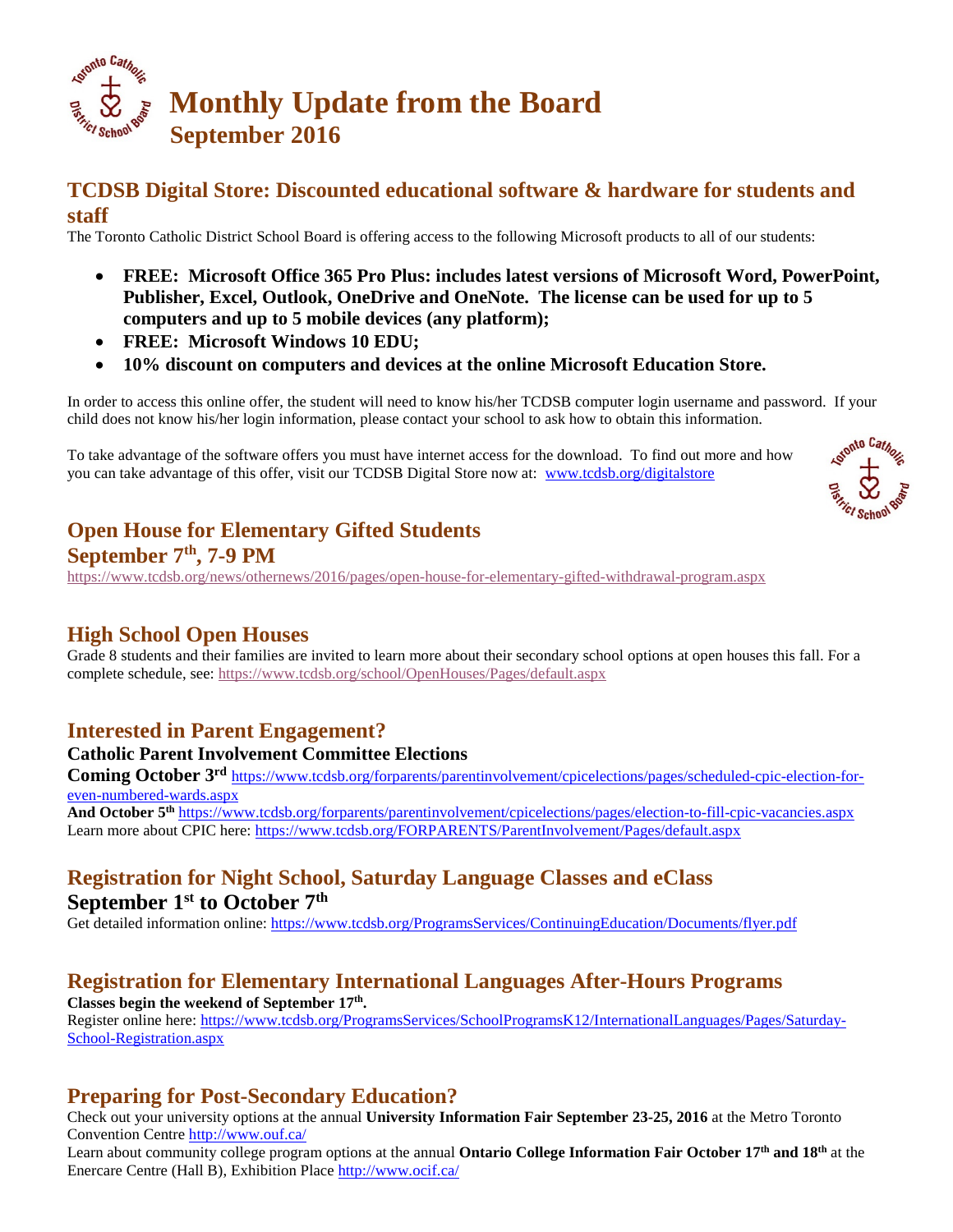# Monthly Update from the Board
## September 2016

## TCDSB Digital Store: Discounted educational software & hardware for students and staff

The Toronto Catholic District School Board is offering access to the following Microsoft products to all of our students:

- **FREE: Microsoft Office 365 Pro Plus: includes latest versions of Microsoft Word, PowerPoint, Publisher, Excel, Outlook, OneDrive and OneNote. The license can be used for up to 5 computers and up to 5 mobile devices (any platform);**
- **FREE: Microsoft Windows 10 EDU;**
- **10% discount on computers and devices at the online Microsoft Education Store.**

In order to access this online offer, the student will need to know his/her TCDSB computer login username and password. If your child does not know his/her login information, please contact your school to ask how to obtain this information.

To take advantage of the software offers you must have internet access for the download. To find out more and how you can take advantage of this offer, visit our TCDSB Digital Store now at: www.tcdsb.org/digitalstore

## Open House for Elementary Gifted Students
## September 7th, 7-9 PM

https://www.tcdsb.org/news/othernews/2016/pages/open-house-for-elementary-gifted-withdrawal-program.aspx

## High School Open Houses

Grade 8 students and their families are invited to learn more about their secondary school options at open houses this fall. For a complete schedule, see: https://www.tcdsb.org/school/OpenHouses/Pages/default.aspx

## Interested in Parent Engagement?

### Catholic Parent Involvement Committee Elections

**Coming October 3rd** https://www.tcdsb.org/forparents/parentinvolvement/cpicelections/pages/scheduled-cpic-election-for-even-numbered-wards.aspx

**And October 5th** https://www.tcdsb.org/forparents/parentinvolvement/cpicelections/pages/election-to-fill-cpic-vacancies.aspx

Learn more about CPIC here: https://www.tcdsb.org/FORPARENTS/ParentInvolvement/Pages/default.aspx

## Registration for Night School, Saturday Language Classes and eClass
### September 1st to October 7th

Get detailed information online: https://www.tcdsb.org/ProgramsServices/ContinuingEducation/Documents/flyer.pdf

## Registration for Elementary International Languages After-Hours Programs

**Classes begin the weekend of September 17th.**

Register online here: https://www.tcdsb.org/ProgramsServices/SchoolProgramsK12/InternationalLanguages/Pages/Saturday-School-Registration.aspx

## Preparing for Post-Secondary Education?

Check out your university options at the annual **University Information Fair September 23-25, 2016** at the Metro Toronto Convention Centre http://www.ouf.ca/

Learn about community college program options at the annual **Ontario College Information Fair October 17th and 18th** at the Enercare Centre (Hall B), Exhibition Place http://www.ocif.ca/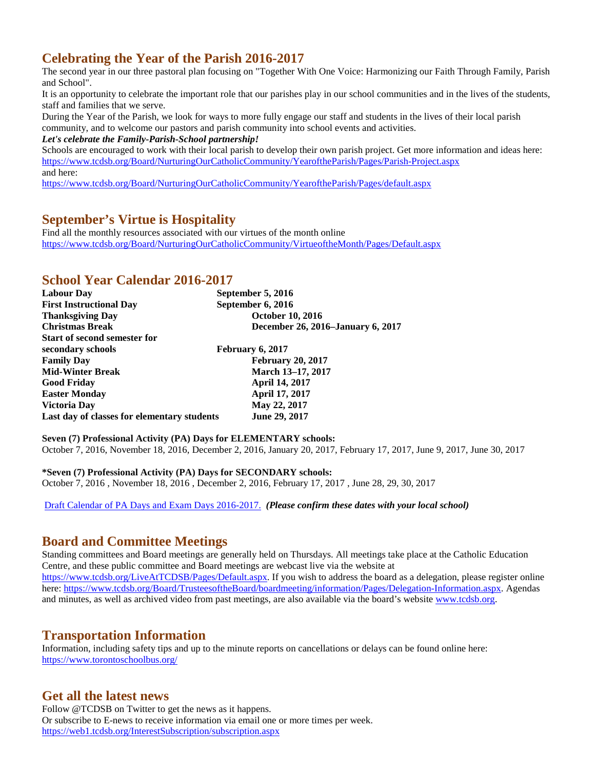## Celebrating the Year of the Parish 2016-2017

The second year in our three pastoral plan focusing on "Together With One Voice: Harmonizing our Faith Through Family, Parish and School".

It is an opportunity to celebrate the important role that our parishes play in our school communities and in the lives of the students, staff and families that we serve.

During the Year of the Parish, we look for ways to more fully engage our staff and students in the lives of their local parish community, and to welcome our pastors and parish community into school events and activities.

***Let's celebrate the Family-Parish-School partnership!***

Schools are encouraged to work with their local parish to develop their own parish project. Get more information and ideas here:
https://www.tcdsb.org/Board/NurturingOurCatholicCommunity/YearoftheParish/Pages/Parish-Project.aspx
and here:
https://www.tcdsb.org/Board/NurturingOurCatholicCommunity/YearoftheParish/Pages/default.aspx

## September's Virtue is Hospitality

Find all the monthly resources associated with our virtues of the month online
https://www.tcdsb.org/Board/NurturingOurCatholicCommunity/VirtueoftheMonth/Pages/Default.aspx

## School Year Calendar 2016-2017

| | |
|---|---|
| **Labour Day** | **September 5, 2016** |
| **First Instructional Day** | **September 6, 2016** |
| **Thanksgiving Day** | **October 10, 2016** |
| **Christmas Break** | **December 26, 2016–January 6, 2017** |
| **Start of second semester for secondary schools** | **February 6, 2017** |
| **Family Day** | **February 20, 2017** |
| **Mid-Winter Break** | **March 13–17, 2017** |
| **Good Friday** | **April 14, 2017** |
| **Easter Monday** | **April 17, 2017** |
| **Victoria Day** | **May 22, 2017** |
| **Last day of classes for elementary students** | **June 29, 2017** |

**Seven (7) Professional Activity (PA) Days for ELEMENTARY schools:**
October 7, 2016, November 18, 2016, December 2, 2016, January 20, 2017, February 17, 2017, June 9, 2017, June 30, 2017

***Seven (7) Professional Activity (PA) Days for SECONDARY schools:**
October 7, 2016 , November 18, 2016 , December 2, 2016, February 17, 2017 , June 28, 29, 30, 2017

Draft Calendar of PA Days and Exam Days 2016-2017. ***(Please confirm these dates with your local school)***

## Board and Committee Meetings

Standing committees and Board meetings are generally held on Thursdays. All meetings take place at the Catholic Education Centre, and these public committee and Board meetings are webcast live via the website at https://www.tcdsb.org/LiveAtTCDSB/Pages/Default.aspx. If you wish to address the board as a delegation, please register online here: https://www.tcdsb.org/Board/TrusteesoftheBoard/boardmeeting/information/Pages/Delegation-Information.aspx. Agendas and minutes, as well as archived video from past meetings, are also available via the board's website www.tcdsb.org.

## Transportation Information

Information, including safety tips and up to the minute reports on cancellations or delays can be found online here:
https://www.torontoschoolbus.org/

## Get all the latest news

Follow @TCDSB on Twitter to get the news as it happens.
Or subscribe to E-news to receive information via email one or more times per week.
https://web1.tcdsb.org/InterestSubscription/subscription.aspx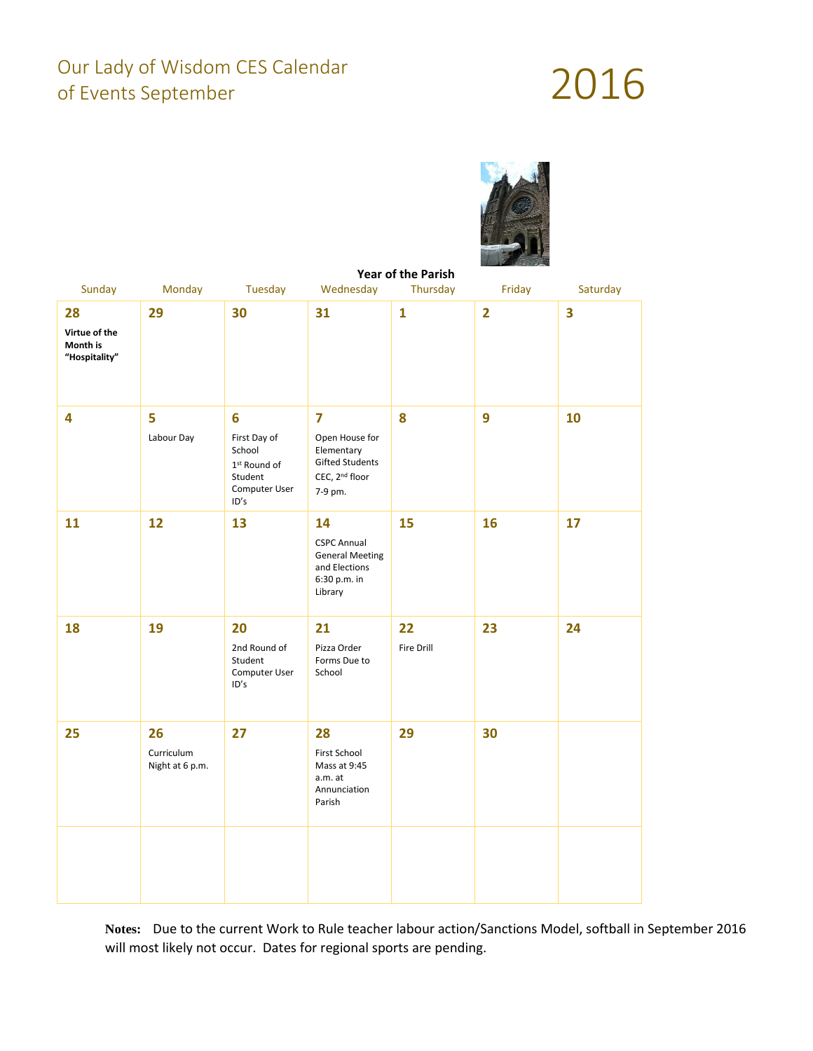# Our Lady of Wisdom CES Calendar of Events September

# 2016

**Year of the Parish**

| Sunday | Monday | Tuesday | Wednesday | Thursday | Friday | Saturday |
|---|---|---|---|---|---|---|
| **28** **Virtue of the Month is "Hospitality"** | **29** | **30** | **31** | **1** | **2** | **3** |
| **4** | **5** Labour Day | **6** First Day of School 1st Round of Student Computer User ID's | **7** Open House for Elementary Gifted Students CEC, 2nd floor 7-9 pm. | **8** | **9** | **10** |
| **11** | **12** | **13** | **14** CSPC Annual General Meeting and Elections 6:30 p.m. in Library | **15** | **16** | **17** |
| **18** | **19** | **20** 2nd Round of Student Computer User ID's | **21** Pizza Order Forms Due to School | **22** Fire Drill | **23** | **24** |
| **25** | **26** Curriculum Night at 6 p.m. | **27** | **28** First School Mass at 9:45 a.m. at Annunciation Parish | **29** | **30** | |
| | | | | | | |

**Notes:** Due to the current Work to Rule teacher labour action/Sanctions Model, softball in September 2016 will most likely not occur. Dates for regional sports are pending.